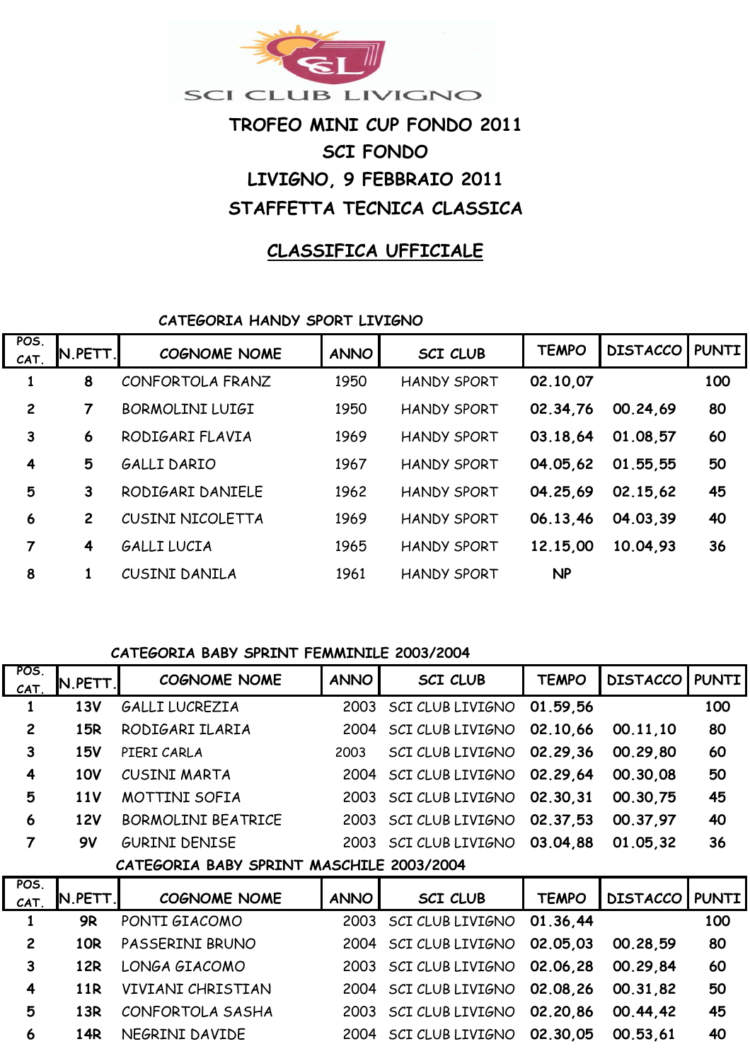SCI CLUB LIVIGNO

# TROFEO MINI CUP FONDO 2011
## SCI FONDO
## LIVIGNO, 9 FEBBRAIO 2011
## STAFFETTA TECNICA CLASSICA

## CLASSIFICA UFFICIALE

### CATEGORIA HANDY SPORT LIVIGNO

| POS. CAT. | N.PETT. | COGNOME NOME | ANNO | SCI CLUB | TEMPO | DISTACCO | PUNTI |
|---|---|---|---|---|---|---|---|
| 1 | 8 | CONFORTOLA FRANZ | 1950 | HANDY SPORT | 02.10,07 | | 100 |
| 2 | 7 | BORMOLINI LUIGI | 1950 | HANDY SPORT | 02.34,76 | 00.24,69 | 80 |
| 3 | 6 | RODIGARI FLAVIA | 1969 | HANDY SPORT | 03.18,64 | 01.08,57 | 60 |
| 4 | 5 | GALLI DARIO | 1967 | HANDY SPORT | 04.05,62 | 01.55,55 | 50 |
| 5 | 3 | RODIGARI DANIELE | 1962 | HANDY SPORT | 04.25,69 | 02.15,62 | 45 |
| 6 | 2 | CUSINI NICOLETTA | 1969 | HANDY SPORT | 06.13,46 | 04.03,39 | 40 |
| 7 | 4 | GALLI LUCIA | 1965 | HANDY SPORT | 12.15,00 | 10.04,93 | 36 |
| 8 | 1 | CUSINI DANILA | 1961 | HANDY SPORT | NP | | |

### CATEGORIA BABY SPRINT FEMMINILE 2003/2004

| POS. CAT. | N.PETT. | COGNOME NOME | ANNO | SCI CLUB | TEMPO | DISTACCO | PUNTI |
|---|---|---|---|---|---|---|---|
| 1 | 13V | GALLI LUCREZIA | 2003 | SCI CLUB LIVIGNO | 01.59,56 | | 100 |
| 2 | 15R | RODIGARI ILARIA | 2004 | SCI CLUB LIVIGNO | 02.10,66 | 00.11,10 | 80 |
| 3 | 15V | PIERI CARLA | 2003 | SCI CLUB LIVIGNO | 02.29,36 | 00.29,80 | 60 |
| 4 | 10V | CUSINI MARTA | 2004 | SCI CLUB LIVIGNO | 02.29,64 | 00.30,08 | 50 |
| 5 | 11V | MOTTINI SOFIA | 2003 | SCI CLUB LIVIGNO | 02.30,31 | 00.30,75 | 45 |
| 6 | 12V | BORMOLINI BEATRICE | 2003 | SCI CLUB LIVIGNO | 02.37,53 | 00.37,97 | 40 |
| 7 | 9V | GURINI DENISE | 2003 | SCI CLUB LIVIGNO | 03.04,88 | 01.05,32 | 36 |

### CATEGORIA BABY SPRINT MASCHILE 2003/2004

| POS. CAT. | N.PETT. | COGNOME NOME | ANNO | SCI CLUB | TEMPO | DISTACCO | PUNTI |
|---|---|---|---|---|---|---|---|
| 1 | 9R | PONTI GIACOMO | 2003 | SCI CLUB LIVIGNO | 01.36,44 | | 100 |
| 2 | 10R | PASSERINI BRUNO | 2004 | SCI CLUB LIVIGNO | 02.05,03 | 00.28,59 | 80 |
| 3 | 12R | LONGA GIACOMO | 2003 | SCI CLUB LIVIGNO | 02.06,28 | 00.29,84 | 60 |
| 4 | 11R | VIVIANI CHRISTIAN | 2004 | SCI CLUB LIVIGNO | 02.08,26 | 00.31,82 | 50 |
| 5 | 13R | CONFORTOLA SASHA | 2003 | SCI CLUB LIVIGNO | 02.20,86 | 00.44,42 | 45 |
| 6 | 14R | NEGRINI DAVIDE | 2004 | SCI CLUB LIVIGNO | 02.30,05 | 00.53,61 | 40 |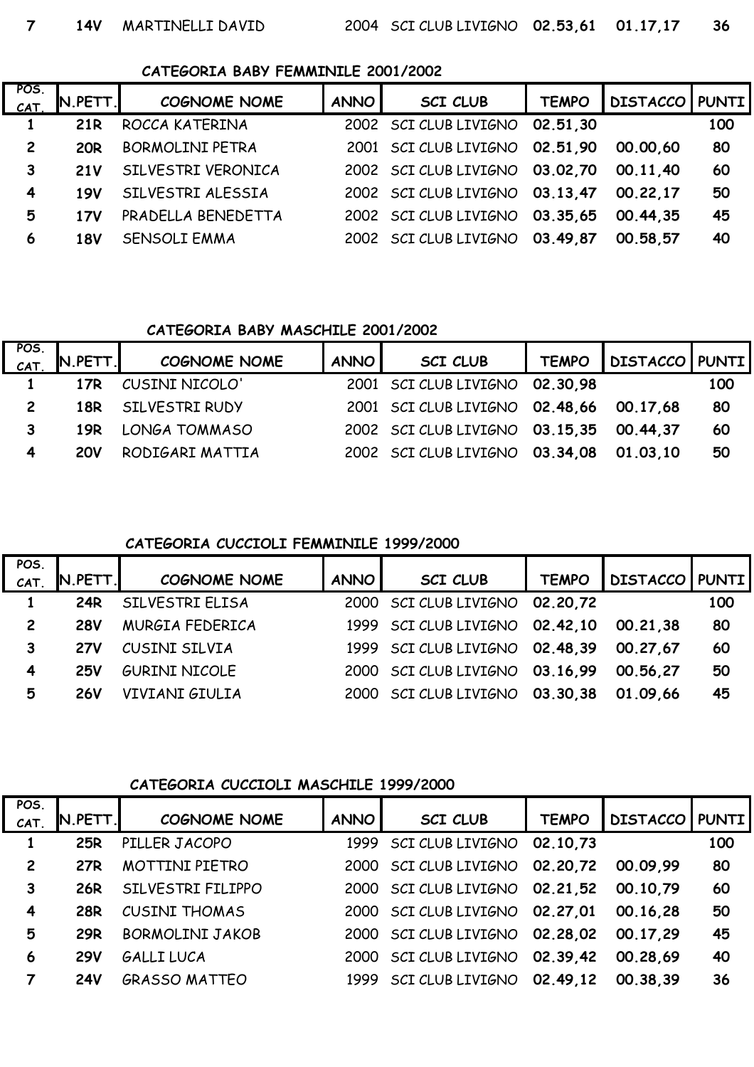| 7 | 14V | MARTINELLI DAVID | 2004 | SCI CLUB LIVIGNO | 02.53,61 | 01.17,17 | 36 |
|---|---|---|---|---|---|---|---|

### CATEGORIA BABY FEMMINILE 2001/2002

| POS. CAT. | N.PETT. | COGNOME NOME | ANNO | SCI CLUB | TEMPO | DISTACCO | PUNTI |
|---|---|---|---|---|---|---|---|
| 1 | 21R | ROCCA KATERINA | 2002 | SCI CLUB LIVIGNO | 02.51,30 | | 100 |
| 2 | 20R | BORMOLINI PETRA | 2001 | SCI CLUB LIVIGNO | 02.51,90 | 00.00,60 | 80 |
| 3 | 21V | SILVESTRI VERONICA | 2002 | SCI CLUB LIVIGNO | 03.02,70 | 00.11,40 | 60 |
| 4 | 19V | SILVESTRI ALESSIA | 2002 | SCI CLUB LIVIGNO | 03.13,47 | 00.22,17 | 50 |
| 5 | 17V | PRADELLA BENEDETTA | 2002 | SCI CLUB LIVIGNO | 03.35,65 | 00.44,35 | 45 |
| 6 | 18V | SENSOLI EMMA | 2002 | SCI CLUB LIVIGNO | 03.49,87 | 00.58,57 | 40 |

### CATEGORIA BABY MASCHILE 2001/2002

| POS. CAT. | N.PETT. | COGNOME NOME | ANNO | SCI CLUB | TEMPO | DISTACCO | PUNTI |
|---|---|---|---|---|---|---|---|
| 1 | 17R | CUSINI NICOLO' | 2001 | SCI CLUB LIVIGNO | 02.30,98 | | 100 |
| 2 | 18R | SILVESTRI RUDY | 2001 | SCI CLUB LIVIGNO | 02.48,66 | 00.17,68 | 80 |
| 3 | 19R | LONGA TOMMASO | 2002 | SCI CLUB LIVIGNO | 03.15,35 | 00.44,37 | 60 |
| 4 | 20V | RODIGARI MATTIA | 2002 | SCI CLUB LIVIGNO | 03.34,08 | 01.03,10 | 50 |

### CATEGORIA CUCCIOLI FEMMINILE 1999/2000

| POS. CAT. | N.PETT. | COGNOME NOME | ANNO | SCI CLUB | TEMPO | DISTACCO | PUNTI |
|---|---|---|---|---|---|---|---|
| 1 | 24R | SILVESTRI ELISA | 2000 | SCI CLUB LIVIGNO | 02.20,72 | | 100 |
| 2 | 28V | MURGIA FEDERICA | 1999 | SCI CLUB LIVIGNO | 02.42,10 | 00.21,38 | 80 |
| 3 | 27V | CUSINI SILVIA | 1999 | SCI CLUB LIVIGNO | 02.48,39 | 00.27,67 | 60 |
| 4 | 25V | GURINI NICOLE | 2000 | SCI CLUB LIVIGNO | 03.16,99 | 00.56,27 | 50 |
| 5 | 26V | VIVIANI GIULIA | 2000 | SCI CLUB LIVIGNO | 03.30,38 | 01.09,66 | 45 |

### CATEGORIA CUCCIOLI MASCHILE 1999/2000

| POS. CAT. | N.PETT. | COGNOME NOME | ANNO | SCI CLUB | TEMPO | DISTACCO | PUNTI |
|---|---|---|---|---|---|---|---|
| 1 | 25R | PILLER JACOPO | 1999 | SCI CLUB LIVIGNO | 02.10,73 | | 100 |
| 2 | 27R | MOTTINI PIETRO | 2000 | SCI CLUB LIVIGNO | 02.20,72 | 00.09,99 | 80 |
| 3 | 26R | SILVESTRI FILIPPO | 2000 | SCI CLUB LIVIGNO | 02.21,52 | 00.10,79 | 60 |
| 4 | 28R | CUSINI THOMAS | 2000 | SCI CLUB LIVIGNO | 02.27,01 | 00.16,28 | 50 |
| 5 | 29R | BORMOLINI JAKOB | 2000 | SCI CLUB LIVIGNO | 02.28,02 | 00.17,29 | 45 |
| 6 | 29V | GALLI LUCA | 2000 | SCI CLUB LIVIGNO | 02.39,42 | 00.28,69 | 40 |
| 7 | 24V | GRASSO MATTEO | 1999 | SCI CLUB LIVIGNO | 02.49,12 | 00.38,39 | 36 |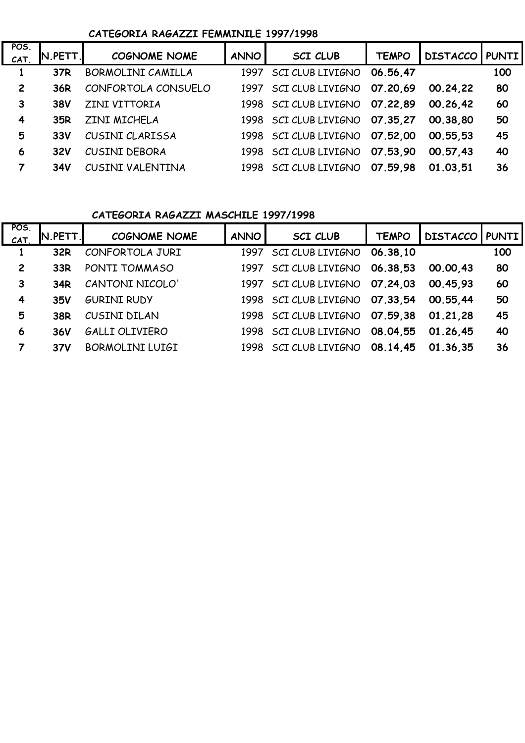### CATEGORIA RAGAZZI FEMMINILE 1997/1998

| POS. CAT. | N.PETT. | COGNOME NOME | ANNO | SCI CLUB | TEMPO | DISTACCO | PUNTI |
|---|---|---|---|---|---|---|---|
| 1 | 37R | BORMOLINI CAMILLA | 1997 | SCI CLUB LIVIGNO | 06.56,47 | | 100 |
| 2 | 36R | CONFORTOLA CONSUELO | 1997 | SCI CLUB LIVIGNO | 07.20,69 | 00.24,22 | 80 |
| 3 | 38V | ZINI VITTORIA | 1998 | SCI CLUB LIVIGNO | 07.22,89 | 00.26,42 | 60 |
| 4 | 35R | ZINI MICHELA | 1998 | SCI CLUB LIVIGNO | 07.35,27 | 00.38,80 | 50 |
| 5 | 33V | CUSINI CLARISSA | 1998 | SCI CLUB LIVIGNO | 07.52,00 | 00.55,53 | 45 |
| 6 | 32V | CUSINI DEBORA | 1998 | SCI CLUB LIVIGNO | 07.53,90 | 00.57,43 | 40 |
| 7 | 34V | CUSINI VALENTINA | 1998 | SCI CLUB LIVIGNO | 07.59,98 | 01.03,51 | 36 |

### CATEGORIA RAGAZZI MASCHILE 1997/1998

| POS. CAT. | N.PETT. | COGNOME NOME | ANNO | SCI CLUB | TEMPO | DISTACCO | PUNTI |
|---|---|---|---|---|---|---|---|
| 1 | 32R | CONFORTOLA JURI | 1997 | SCI CLUB LIVIGNO | 06.38,10 | | 100 |
| 2 | 33R | PONTI TOMMASO | 1997 | SCI CLUB LIVIGNO | 06.38,53 | 00.00,43 | 80 |
| 3 | 34R | CANTONI NICOLO' | 1997 | SCI CLUB LIVIGNO | 07.24,03 | 00.45,93 | 60 |
| 4 | 35V | GURINI RUDY | 1998 | SCI CLUB LIVIGNO | 07.33,54 | 00.55,44 | 50 |
| 5 | 38R | CUSINI DILAN | 1998 | SCI CLUB LIVIGNO | 07.59,38 | 01.21,28 | 45 |
| 6 | 36V | GALLI OLIVIERO | 1998 | SCI CLUB LIVIGNO | 08.04,55 | 01.26,45 | 40 |
| 7 | 37V | BORMOLINI LUIGI | 1998 | SCI CLUB LIVIGNO | 08.14,45 | 01.36,35 | 36 |